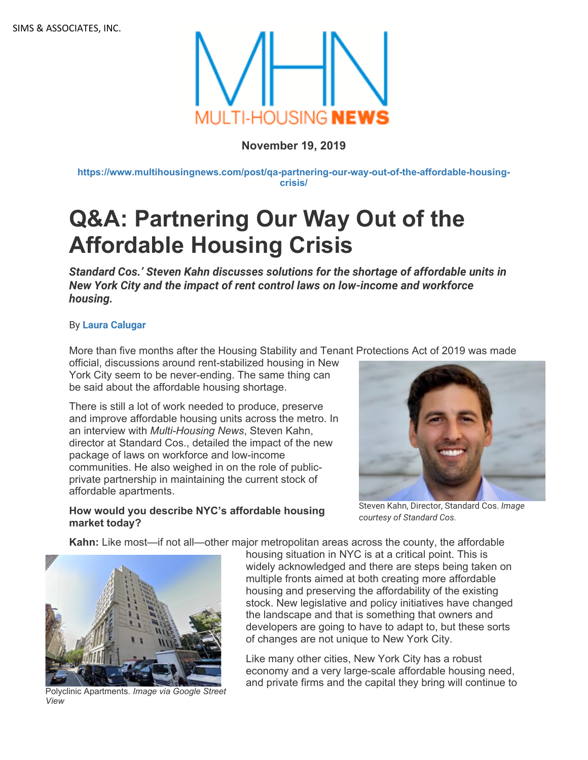SIMS & ASSOCIATES, INC.

MULTI-HOUSING NEWS

**November 19, 2019**

**https://www.multihousingnews.com/post/qa-partnering-our-way-out-of-the-affordable-housing-crisis/**

# Q&A: Partnering Our Way Out of the Affordable Housing Crisis

***Standard Cos.' Steven Kahn discusses solutions for the shortage of affordable units in New York City and the impact of rent control laws on low-income and workforce housing.***

By **Laura Calugar**

More than five months after the Housing Stability and Tenant Protections Act of 2019 was made official, discussions around rent-stabilized housing in New York City seem to be never-ending. The same thing can be said about the affordable housing shortage.

There is still a lot of work needed to produce, preserve and improve affordable housing units across the metro. In an interview with *Multi-Housing News*, Steven Kahn, director at Standard Cos., detailed the impact of the new package of laws on workforce and low-income communities. He also weighed in on the role of public-private partnership in maintaining the current stock of affordable apartments.

Steven Kahn, Director, Standard Cos. *Image courtesy of Standard Cos.*

**How would you describe NYC's affordable housing market today?**

**Kahn:** Like most—if not all—other major metropolitan areas across the county, the affordable housing situation in NYC is at a critical point. This is widely acknowledged and there are steps being taken on multiple fronts aimed at both creating more affordable housing and preserving the affordability of the existing stock. New legislative and policy initiatives have changed the landscape and that is something that owners and developers are going to have to adapt to, but these sorts of changes are not unique to New York City.

Polyclinic Apartments. *Image via Google Street View*

Like many other cities, New York City has a robust economy and a very large-scale affordable housing need, and private firms and the capital they bring will continue to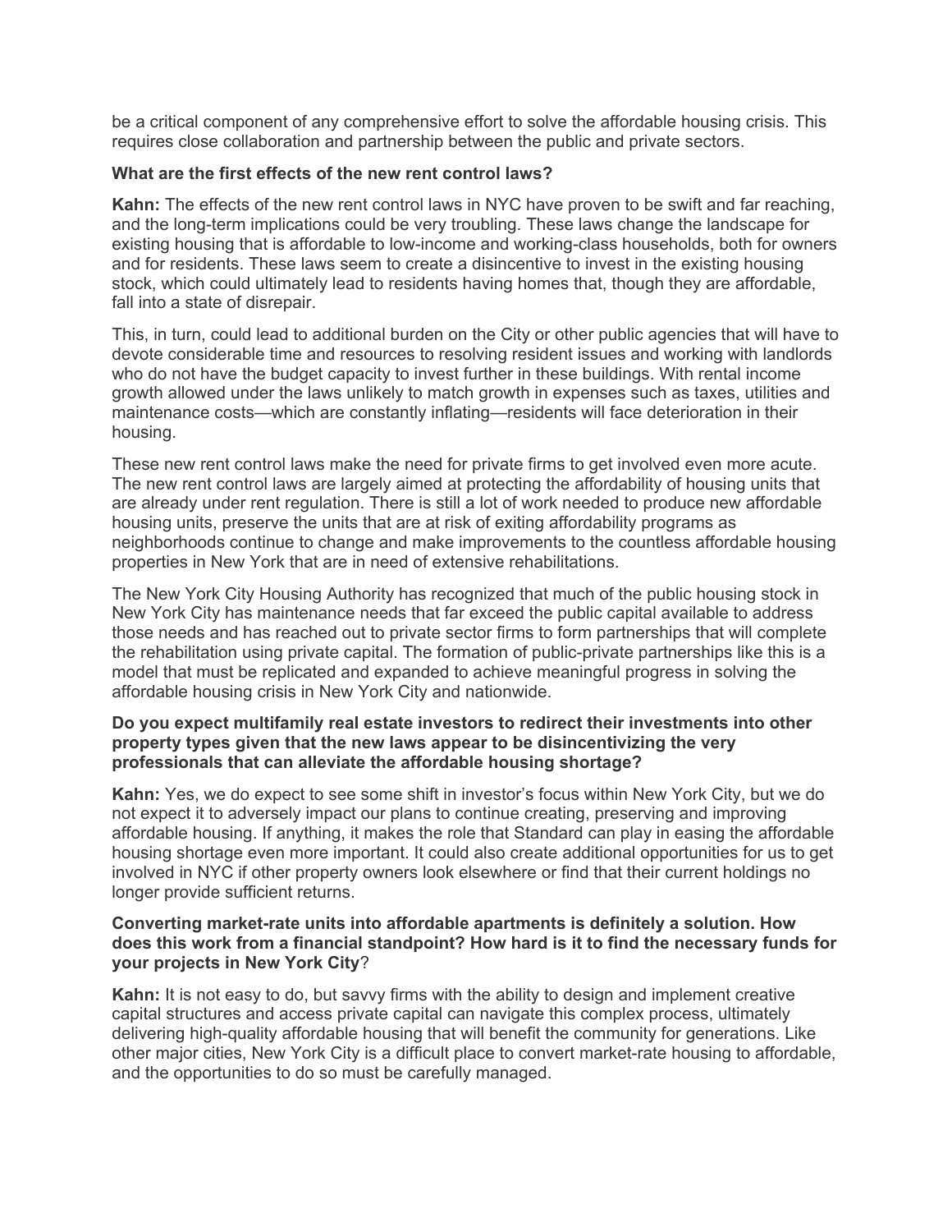be a critical component of any comprehensive effort to solve the affordable housing crisis. This requires close collaboration and partnership between the public and private sectors.

**What are the first effects of the new rent control laws?**

**Kahn:** The effects of the new rent control laws in NYC have proven to be swift and far reaching, and the long-term implications could be very troubling. These laws change the landscape for existing housing that is affordable to low-income and working-class households, both for owners and for residents. These laws seem to create a disincentive to invest in the existing housing stock, which could ultimately lead to residents having homes that, though they are affordable, fall into a state of disrepair.

This, in turn, could lead to additional burden on the City or other public agencies that will have to devote considerable time and resources to resolving resident issues and working with landlords who do not have the budget capacity to invest further in these buildings. With rental income growth allowed under the laws unlikely to match growth in expenses such as taxes, utilities and maintenance costs—which are constantly inflating—residents will face deterioration in their housing.

These new rent control laws make the need for private firms to get involved even more acute. The new rent control laws are largely aimed at protecting the affordability of housing units that are already under rent regulation. There is still a lot of work needed to produce new affordable housing units, preserve the units that are at risk of exiting affordability programs as neighborhoods continue to change and make improvements to the countless affordable housing properties in New York that are in need of extensive rehabilitations.

The New York City Housing Authority has recognized that much of the public housing stock in New York City has maintenance needs that far exceed the public capital available to address those needs and has reached out to private sector firms to form partnerships that will complete the rehabilitation using private capital. The formation of public-private partnerships like this is a model that must be replicated and expanded to achieve meaningful progress in solving the affordable housing crisis in New York City and nationwide.

**Do you expect multifamily real estate investors to redirect their investments into other property types given that the new laws appear to be disincentivizing the very professionals that can alleviate the affordable housing shortage?**

**Kahn:** Yes, we do expect to see some shift in investor's focus within New York City, but we do not expect it to adversely impact our plans to continue creating, preserving and improving affordable housing. If anything, it makes the role that Standard can play in easing the affordable housing shortage even more important. It could also create additional opportunities for us to get involved in NYC if other property owners look elsewhere or find that their current holdings no longer provide sufficient returns.

**Converting market-rate units into affordable apartments is definitely a solution. How does this work from a financial standpoint? How hard is it to find the necessary funds for your projects in New York City**?

**Kahn:** It is not easy to do, but savvy firms with the ability to design and implement creative capital structures and access private capital can navigate this complex process, ultimately delivering high-quality affordable housing that will benefit the community for generations. Like other major cities, New York City is a difficult place to convert market-rate housing to affordable, and the opportunities to do so must be carefully managed.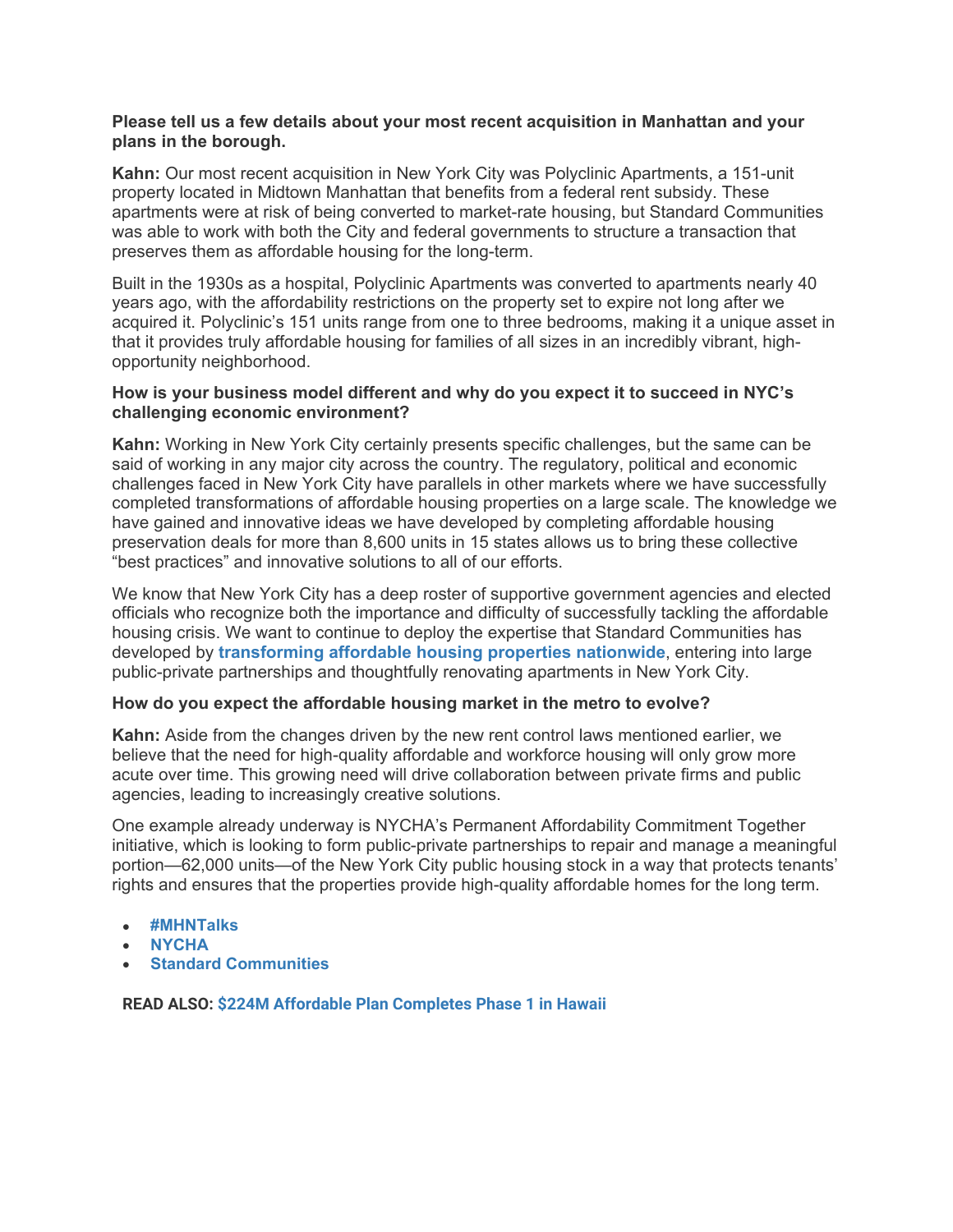**Please tell us a few details about your most recent acquisition in Manhattan and your plans in the borough.**

**Kahn:** Our most recent acquisition in New York City was Polyclinic Apartments, a 151-unit property located in Midtown Manhattan that benefits from a federal rent subsidy. These apartments were at risk of being converted to market-rate housing, but Standard Communities was able to work with both the City and federal governments to structure a transaction that preserves them as affordable housing for the long-term.

Built in the 1930s as a hospital, Polyclinic Apartments was converted to apartments nearly 40 years ago, with the affordability restrictions on the property set to expire not long after we acquired it. Polyclinic's 151 units range from one to three bedrooms, making it a unique asset in that it provides truly affordable housing for families of all sizes in an incredibly vibrant, high-opportunity neighborhood.

**How is your business model different and why do you expect it to succeed in NYC's challenging economic environment?**

**Kahn:** Working in New York City certainly presents specific challenges, but the same can be said of working in any major city across the country. The regulatory, political and economic challenges faced in New York City have parallels in other markets where we have successfully completed transformations of affordable housing properties on a large scale. The knowledge we have gained and innovative ideas we have developed by completing affordable housing preservation deals for more than 8,600 units in 15 states allows us to bring these collective "best practices" and innovative solutions to all of our efforts.

We know that New York City has a deep roster of supportive government agencies and elected officials who recognize both the importance and difficulty of successfully tackling the affordable housing crisis. We want to continue to deploy the expertise that Standard Communities has developed by **transforming affordable housing properties nationwide**, entering into large public-private partnerships and thoughtfully renovating apartments in New York City.

**How do you expect the affordable housing market in the metro to evolve?**

**Kahn:** Aside from the changes driven by the new rent control laws mentioned earlier, we believe that the need for high-quality affordable and workforce housing will only grow more acute over time. This growing need will drive collaboration between private firms and public agencies, leading to increasingly creative solutions.

One example already underway is NYCHA's Permanent Affordability Commitment Together initiative, which is looking to form public-private partnerships to repair and manage a meaningful portion—62,000 units—of the New York City public housing stock in a way that protects tenants' rights and ensures that the properties provide high-quality affordable homes for the long term.

- **#MHNTalks**
- **NYCHA**
- **Standard Communities**

**READ ALSO: $224M Affordable Plan Completes Phase 1 in Hawaii**